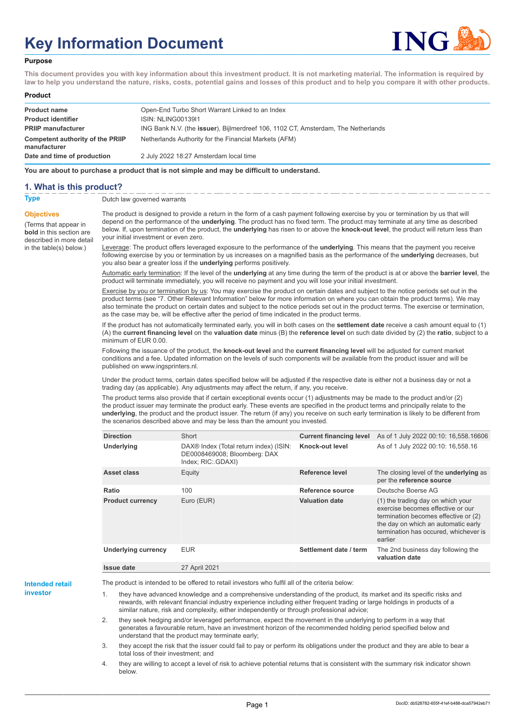# Key Information Document

**Purpose**

**This document provides you with key information about this investment product. It is not marketing material. The information is required by law to help you understand the nature, risks, costs, potential gains and losses of this product and to help you compare it with other products.**

**Product**

| | |
|---|---|
| **Product name** | Open-End Turbo Short Warrant Linked to an Index |
| **Product identifier** | ISIN: NLING00139I1 |
| **PRIIP manufacturer** | ING Bank N.V. (the **issuer**), Bijlmerdreef 106, 1102 CT, Amsterdam, The Netherlands |
| **Competent authority of the PRIIP manufacturer** | Netherlands Authority for the Financial Markets (AFM) |
| **Date and time of production** | 2 July 2022 18:27 Amsterdam local time |

**You are about to purchase a product that is not simple and may be difficult to understand.**

## 1. What is this product?

**Type**

Dutch law governed warrants

**Objectives**

(Terms that appear in **bold** in this section are described in more detail in the table(s) below.)

The product is designed to provide a return in the form of a cash payment following exercise by you or termination by us that will depend on the performance of the **underlying**. The product has no fixed term. The product may terminate at any time as described below. If, upon termination of the product, the **underlying** has risen to or above the **knock-out level**, the product will return less than your initial investment or even zero.

Leverage: The product offers leveraged exposure to the performance of the **underlying**. This means that the payment you receive following exercise by you or termination by us increases on a magnified basis as the performance of the **underlying** decreases, but you also bear a greater loss if the **underlying** performs positively.

Automatic early termination: If the level of the **underlying** at any time during the term of the product is at or above the **barrier level**, the product will terminate immediately, you will receive no payment and you will lose your initial investment.

Exercise by you or termination by us: You may exercise the product on certain dates and subject to the notice periods set out in the product terms (see "7. Other Relevant Information" below for more information on where you can obtain the product terms). We may also terminate the product on certain dates and subject to the notice periods set out in the product terms. The exercise or termination, as the case may be, will be effective after the period of time indicated in the product terms.

If the product has not automatically terminated early, you will in both cases on the **settlement date** receive a cash amount equal to (1) (A) the **current financing level** on the **valuation date** minus (B) the **reference level** on such date divided by (2) the **ratio**, subject to a minimum of EUR 0.00.

Following the issuance of the product, the **knock-out level** and the **current financing level** will be adjusted for current market conditions and a fee. Updated information on the levels of such components will be available from the product issuer and will be published on www.ingsprinters.nl.

Under the product terms, certain dates specified below will be adjusted if the respective date is either not a business day or not a trading day (as applicable). Any adjustments may affect the return, if any, you receive.

The product terms also provide that if certain exceptional events occur (1) adjustments may be made to the product and/or (2) the product issuer may terminate the product early. These events are specified in the product terms and principally relate to the **underlying**, the product and the product issuer. The return (if any) you receive on such early termination is likely to be different from the scenarios described above and may be less than the amount you invested.

| Direction | Short | Current financing level | As of 1 July 2022 00:10: 16,558.16606 |
|---|---|---|---|
| **Underlying** | DAX® Index (Total return index) (ISIN: DE0008469008; Bloomberg: DAX Index; RIC:.GDAXI) | **Knock-out level** | As of 1 July 2022 00:10: 16,558.16 |
| **Asset class** | Equity | **Reference level** | The closing level of the **underlying** as per the **reference source** |
| **Ratio** | 100 | **Reference source** | Deutsche Boerse AG |
| **Product currency** | Euro (EUR) | **Valuation date** | (1) the trading day on which your exercise becomes effective or our termination becomes effective or (2) the day on which an automatic early termination has occured, whichever is earlier |
| **Underlying currency** | EUR | **Settlement date / term** | The 2nd business day following the **valuation date** |
| **Issue date** | 27 April 2021 | | |

**Intended retail investor**

The product is intended to be offered to retail investors who fulfil all of the criteria below:

1. they have advanced knowledge and a comprehensive understanding of the product, its market and its specific risks and rewards, with relevant financial industry experience including either frequent trading or large holdings in products of a similar nature, risk and complexity, either independently or through professional advice;
2. they seek hedging and/or leveraged performance, expect the movement in the underlying to perform in a way that generates a favourable return, have an investment horizon of the recommended holding period specified below and understand that the product may terminate early;
3. they accept the risk that the issuer could fail to pay or perform its obligations under the product and they are able to bear a total loss of their investment; and
4. they are willing to accept a level of risk to achieve potential returns that is consistent with the summary risk indicator shown below.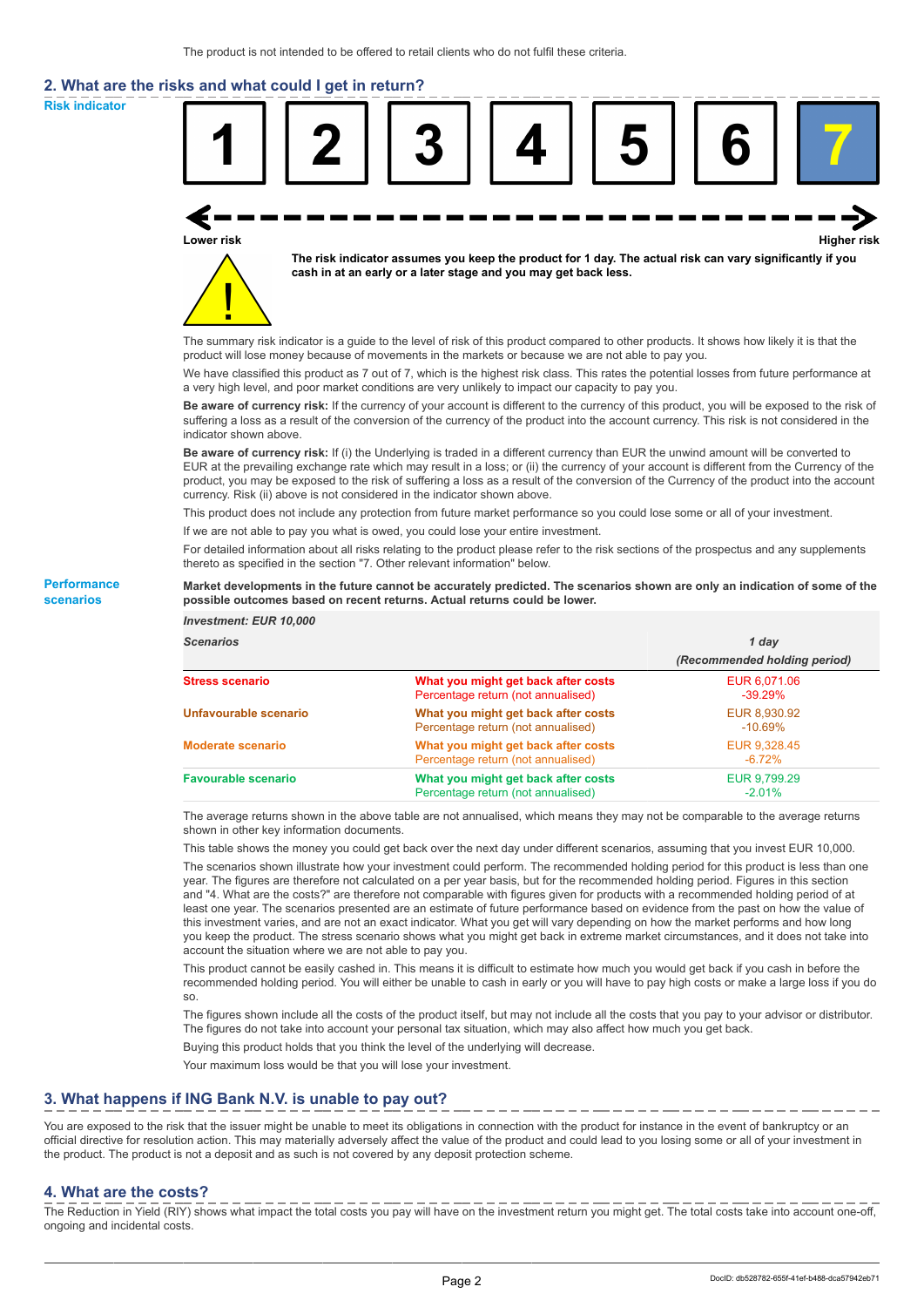The product is not intended to be offered to retail clients who do not fulfil these criteria.

## 2. What are the risks and what could I get in return?

**Risk indicator**

1 | 2 | 3 | 4 | 5 | 6 | **7**

Lower risk ← → Higher risk

**The risk indicator assumes you keep the product for 1 day. The actual risk can vary significantly if you cash in at an early or a later stage and you may get back less.**

The summary risk indicator is a guide to the level of risk of this product compared to other products. It shows how likely it is that the product will lose money because of movements in the markets or because we are not able to pay you.

We have classified this product as 7 out of 7, which is the highest risk class. This rates the potential losses from future performance at a very high level, and poor market conditions are very unlikely to impact our capacity to pay you.

**Be aware of currency risk:** If the currency of your account is different to the currency of this product, you will be exposed to the risk of suffering a loss as a result of the conversion of the currency of the product into the account currency. This risk is not considered in the indicator shown above.

**Be aware of currency risk:** If (i) the Underlying is traded in a different currency than EUR the unwind amount will be converted to EUR at the prevailing exchange rate which may result in a loss; or (ii) the currency of your account is different from the Currency of the product, you may be exposed to the risk of suffering a loss as a result of the conversion of the Currency of the product into the account currency. Risk (ii) above is not considered in the indicator shown above.

This product does not include any protection from future market performance so you could lose some or all of your investment.

If we are not able to pay you what is owed, you could lose your entire investment.

For detailed information about all risks relating to the product please refer to the risk sections of the prospectus and any supplements thereto as specified in the section "7. Other relevant information" below.

**Performance scenarios**

**Market developments in the future cannot be accurately predicted. The scenarios shown are only an indication of some of the possible outcomes based on recent returns. Actual returns could be lower.**

*Investment: EUR 10,000*

| *Scenarios* | | *1 day (Recommended holding period)* |
|---|---|---|
| **Stress scenario** | **What you might get back after costs** | EUR 6,071.06 |
| | Percentage return (not annualised) | -39.29% |
| **Unfavourable scenario** | **What you might get back after costs** | EUR 8,930.92 |
| | Percentage return (not annualised) | -10.69% |
| **Moderate scenario** | **What you might get back after costs** | EUR 9,328.45 |
| | Percentage return (not annualised) | -6.72% |
| **Favourable scenario** | **What you might get back after costs** | EUR 9,799.29 |
| | Percentage return (not annualised) | -2.01% |

The average returns shown in the above table are not annualised, which means they may not be comparable to the average returns shown in other key information documents.

This table shows the money you could get back over the next day under different scenarios, assuming that you invest EUR 10,000.

The scenarios shown illustrate how your investment could perform. The recommended holding period for this product is less than one year. The figures are therefore not calculated on a per year basis, but for the recommended holding period. Figures in this section and "4. What are the costs?" are therefore not comparable with figures given for products with a recommended holding period of at least one year. The scenarios presented are an estimate of future performance based on evidence from the past on how the value of this investment varies, and are not an exact indicator. What you get will vary depending on how the market performs and how long you keep the product. The stress scenario shows what you might get back in extreme market circumstances, and it does not take into account the situation where we are not able to pay you.

This product cannot be easily cashed in. This means it is difficult to estimate how much you would get back if you cash in before the recommended holding period. You will either be unable to cash in early or you will have to pay high costs or make a large loss if you do so.

The figures shown include all the costs of the product itself, but may not include all the costs that you pay to your advisor or distributor. The figures do not take into account your personal tax situation, which may also affect how much you get back.

Buying this product holds that you think the level of the underlying will decrease.

Your maximum loss would be that you will lose your investment.

## 3. What happens if ING Bank N.V. is unable to pay out?

You are exposed to the risk that the issuer might be unable to meet its obligations in connection with the product for instance in the event of bankruptcy or an official directive for resolution action. This may materially adversely affect the value of the product and could lead to you losing some or all of your investment in the product. The product is not a deposit and as such is not covered by any deposit protection scheme.

## 4. What are the costs?

The Reduction in Yield (RIY) shows what impact the total costs you pay will have on the investment return you might get. The total costs take into account one-off, ongoing and incidental costs.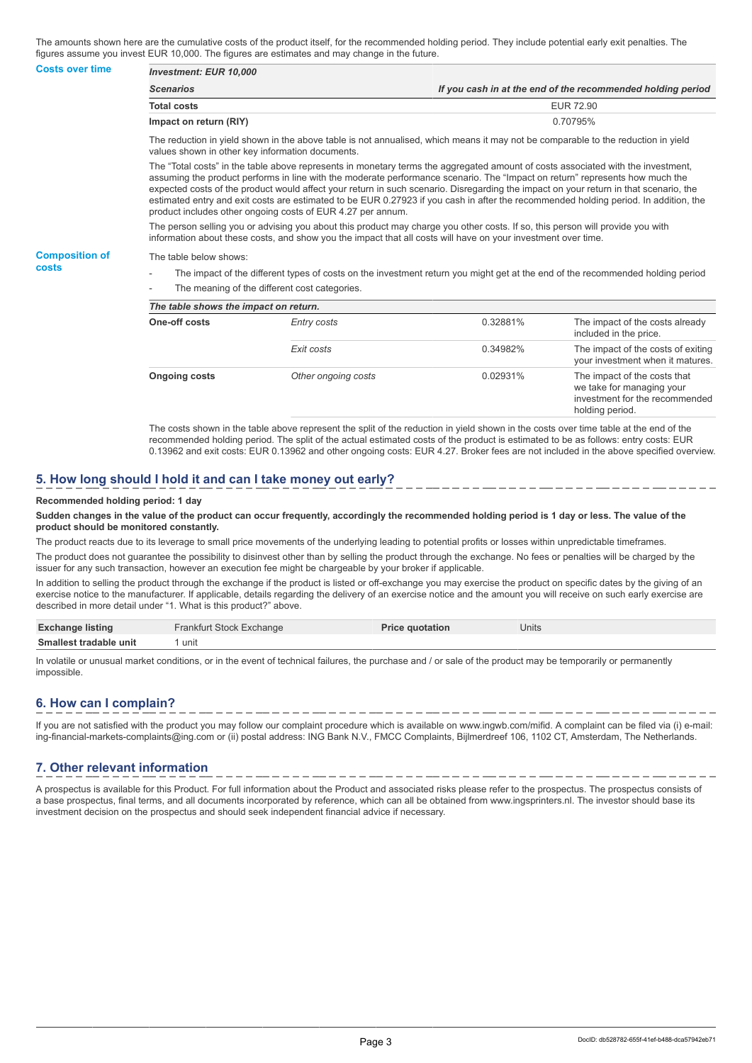The amounts shown here are the cumulative costs of the product itself, for the recommended holding period. They include potential early exit penalties. The figures assume you invest EUR 10,000. The figures are estimates and may change in the future.

**Costs over time**

| *Investment: EUR 10,000* | |
|---|---|
| ***Scenarios*** | ***If you cash in at the end of the recommended holding period*** |
| **Total costs** | EUR 72.90 |
| **Impact on return (RIY)** | 0.70795% |

The reduction in yield shown in the above table is not annualised, which means it may not be comparable to the reduction in yield values shown in other key information documents.

The "Total costs" in the table above represents in monetary terms the aggregated amount of costs associated with the investment, assuming the product performs in line with the moderate performance scenario. The "Impact on return" represents how much the expected costs of the product would affect your return in such scenario. Disregarding the impact on your return in that scenario, the estimated entry and exit costs are estimated to be EUR 0.27923 if you cash in after the recommended holding period. In addition, the product includes other ongoing costs of EUR 4.27 per annum.

The person selling you or advising you about this product may charge you other costs. If so, this person will provide you with information about these costs, and show you the impact that all costs will have on your investment over time.

**Composition of costs**

The table below shows:

- The impact of the different types of costs on the investment return you might get at the end of the recommended holding period
- The meaning of the different cost categories.

| *The table shows the impact on return.* | | | |
|---|---|---|---|
| **One-off costs** | *Entry costs* | 0.32881% | The impact of the costs already included in the price. |
| | *Exit costs* | 0.34982% | The impact of the costs of exiting your investment when it matures. |
| **Ongoing costs** | *Other ongoing costs* | 0.02931% | The impact of the costs that we take for managing your investment for the recommended holding period. |

The costs shown in the table above represent the split of the reduction in yield shown in the costs over time table at the end of the recommended holding period. The split of the actual estimated costs of the product is estimated to be as follows: entry costs: EUR 0.13962 and exit costs: EUR 0.13962 and other ongoing costs: EUR 4.27. Broker fees are not included in the above specified overview.

## 5. How long should I hold it and can I take money out early?

**Recommended holding period: 1 day**

**Sudden changes in the value of the product can occur frequently, accordingly the recommended holding period is 1 day or less. The value of the product should be monitored constantly.**

The product reacts due to its leverage to small price movements of the underlying leading to potential profits or losses within unpredictable timeframes.

The product does not guarantee the possibility to disinvest other than by selling the product through the exchange. No fees or penalties will be charged by the issuer for any such transaction, however an execution fee might be chargeable by your broker if applicable.

In addition to selling the product through the exchange if the product is listed or off-exchange you may exercise the product on specific dates by the giving of an exercise notice to the manufacturer. If applicable, details regarding the delivery of an exercise notice and the amount you will receive on such early exercise are described in more detail under "1. What is this product?" above.

| **Exchange listing** | Frankfurt Stock Exchange | **Price quotation** | Units |
|---|---|---|---|
| **Smallest tradable unit** | 1 unit | | |

In volatile or unusual market conditions, or in the event of technical failures, the purchase and / or sale of the product may be temporarily or permanently impossible.

## 6. How can I complain?

If you are not satisfied with the product you may follow our complaint procedure which is available on www.ingwb.com/mifid. A complaint can be filed via (i) e-mail: ing-financial-markets-complaints@ing.com or (ii) postal address: ING Bank N.V., FMCC Complaints, Bijlmerdreef 106, 1102 CT, Amsterdam, The Netherlands.

## 7. Other relevant information

A prospectus is available for this Product. For full information about the Product and associated risks please refer to the prospectus. The prospectus consists of a base prospectus, final terms, and all documents incorporated by reference, which can all be obtained from www.ingsprinters.nl. The investor should base its investment decision on the prospectus and should seek independent financial advice if necessary.